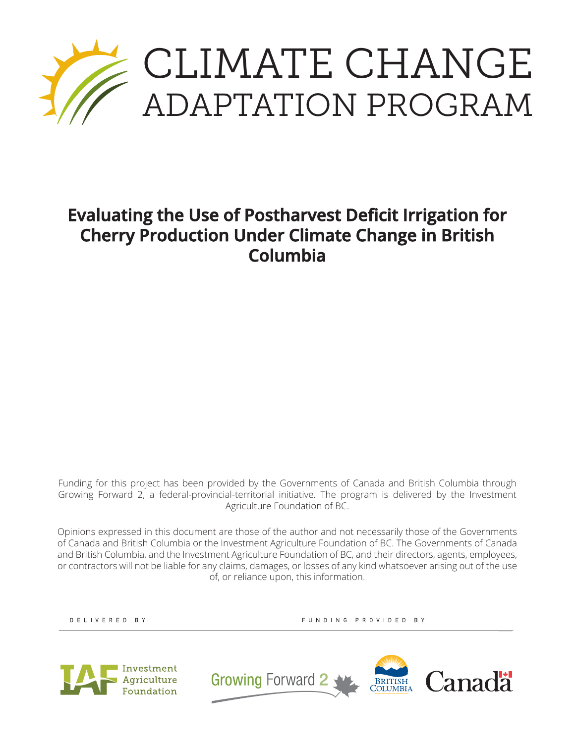# CLIMATE CHANGE ADAPTATION PROGRAM

## Evaluating the Use of Postharvest Deficit Irrigation for Cherry Production Under Climate Change in British Columbia

Funding for this project has been provided by the Governments of Canada and British Columbia through Growing Forward 2, a federal-provincial-territorial initiative. The program is delivered by the Investment Agriculture Foundation of BC.

Opinions expressed in this document are those of the author and not necessarily those of the Governments of Canada and British Columbia or the Investment Agriculture Foundation of BC. The Governments of Canada and British Columbia, and the Investment Agriculture Foundation of BC, and their directors, agents, employees, or contractors will not be liable for any claims, damages, or losses of any kind whatsoever arising out of the use of, or reliance upon, this information.

DELIVERED BY

Investment Agriculture Foundation

FUNDING PROVIDED BY

Growing Forward 2

British Columbia

Canada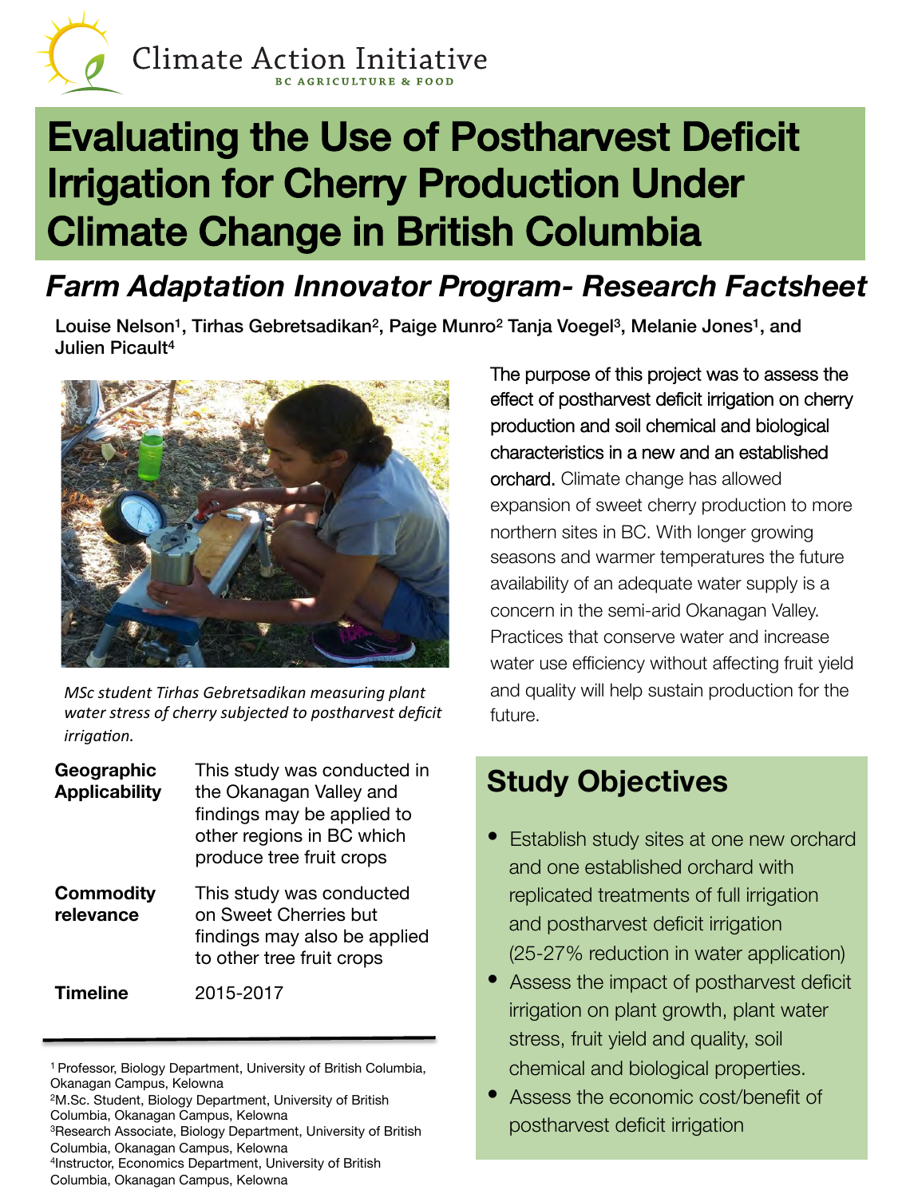Climate Action Initiative
BC AGRICULTURE & FOOD

# Evaluating the Use of Postharvest Deficit Irrigation for Cherry Production Under Climate Change in British Columbia

## *Farm Adaptation Innovator Program- Research Factsheet*

**Louise Nelson[1], Tirhas Gebretsadikan[2], Paige Munro[2] Tanja Voegel[3], Melanie Jones[1], and Julien Picault[4]**

*MSc student Tirhas Gebretsadikan measuring plant water stress of cherry subjected to postharvest deficit irrigation.*

| | |
|---|---|
| **Geographic Applicability** | This study was conducted in the Okanagan Valley and findings may be applied to other regions in BC which produce tree fruit crops |
| **Commodity relevance** | This study was conducted on Sweet Cherries but findings may also be applied to other tree fruit crops |
| **Timeline** | 2015-2017 |

The purpose of this project was to assess the effect of postharvest deficit irrigation on cherry production and soil chemical and biological characteristics in a new and an established orchard. Climate change has allowed expansion of sweet cherry production to more northern sites in BC. With longer growing seasons and warmer temperatures the future availability of an adequate water supply is a concern in the semi-arid Okanagan Valley. Practices that conserve water and increase water use efficiency without affecting fruit yield and quality will help sustain production for the future.

## Study Objectives

- Establish study sites at one new orchard and one established orchard with replicated treatments of full irrigation and postharvest deficit irrigation (25-27% reduction in water application)
- Assess the impact of postharvest deficit irrigation on plant growth, plant water stress, fruit yield and quality, soil chemical and biological properties.
- Assess the economic cost/benefit of postharvest deficit irrigation

[1] Professor, Biology Department, University of British Columbia, Okanagan Campus, Kelowna
[2] M.Sc. Student, Biology Department, University of British Columbia, Okanagan Campus, Kelowna
[3] Research Associate, Biology Department, University of British Columbia, Okanagan Campus, Kelowna
[4] Instructor, Economics Department, University of British Columbia, Okanagan Campus, Kelowna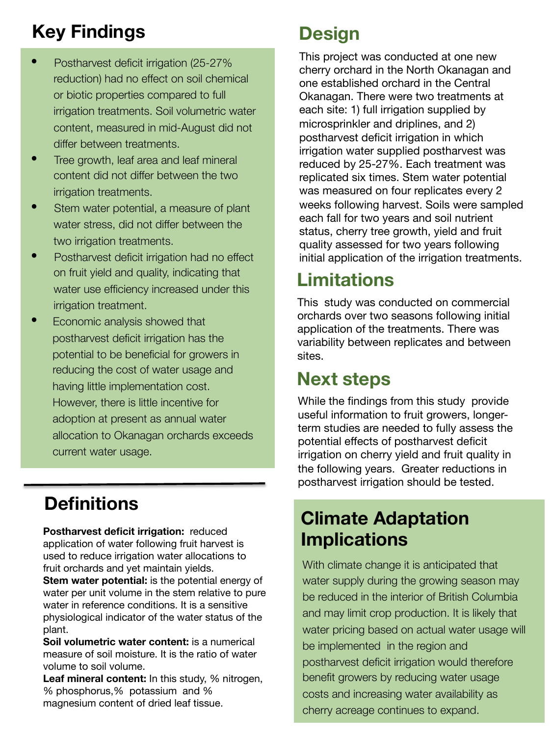## Key Findings

- Postharvest deficit irrigation (25-27% reduction) had no effect on soil chemical or biotic properties compared to full irrigation treatments. Soil volumetric water content, measured in mid-August did not differ between treatments.
- Tree growth, leaf area and leaf mineral content did not differ between the two irrigation treatments.
- Stem water potential, a measure of plant water stress, did not differ between the two irrigation treatments.
- Postharvest deficit irrigation had no effect on fruit yield and quality, indicating that water use efficiency increased under this irrigation treatment.
- Economic analysis showed that postharvest deficit irrigation has the potential to be beneficial for growers in reducing the cost of water usage and having little implementation cost. However, there is little incentive for adoption at present as annual water allocation to Okanagan orchards exceeds current water usage.

## Definitions

**Postharvest deficit irrigation:** reduced application of water following fruit harvest is used to reduce irrigation water allocations to fruit orchards and yet maintain yields.
**Stem water potential:** is the potential energy of water per unit volume in the stem relative to pure water in reference conditions. It is a sensitive physiological indicator of the water status of the plant.
**Soil volumetric water content:** is a numerical measure of soil moisture. It is the ratio of water volume to soil volume.
**Leaf mineral content:** In this study, % nitrogen, % phosphorus,% potassium and % magnesium content of dried leaf tissue.

## Design

This project was conducted at one new cherry orchard in the North Okanagan and one established orchard in the Central Okanagan. There were two treatments at each site: 1) full irrigation supplied by microsprinkler and driplines, and 2) postharvest deficit irrigation in which irrigation water supplied postharvest was reduced by 25-27%. Each treatment was replicated six times. Stem water potential was measured on four replicates every 2 weeks following harvest. Soils were sampled each fall for two years and soil nutrient status, cherry tree growth, yield and fruit quality assessed for two years following initial application of the irrigation treatments.

## Limitations

This study was conducted on commercial orchards over two seasons following initial application of the treatments. There was variability between replicates and between sites.

## Next steps

While the findings from this study provide useful information to fruit growers, longer-term studies are needed to fully assess the potential effects of postharvest deficit irrigation on cherry yield and fruit quality in the following years. Greater reductions in postharvest irrigation should be tested.

## Climate Adaptation Implications

With climate change it is anticipated that water supply during the growing season may be reduced in the interior of British Columbia and may limit crop production. It is likely that water pricing based on actual water usage will be implemented in the region and postharvest deficit irrigation would therefore benefit growers by reducing water usage costs and increasing water availability as cherry acreage continues to expand.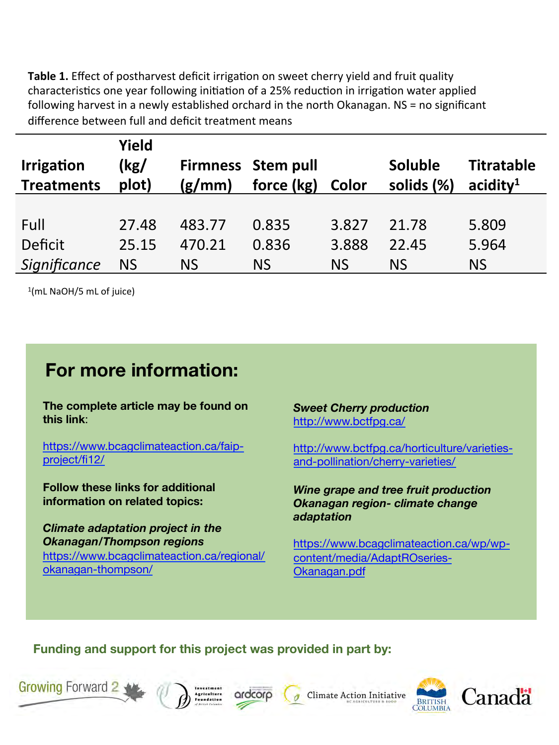**Table 1.** Effect of postharvest deficit irrigation on sweet cherry yield and fruit quality characteristics one year following initiation of a 25% reduction in irrigation water applied following harvest in a newly established orchard in the north Okanagan. NS = no significant difference between full and deficit treatment means

| Irrigation Treatments | Yield (kg/ plot) | Firmness (g/mm) | Stem pull force (kg) | Color | Soluble solids (%) | Titratable acidity[1] |
|---|---|---|---|---|---|---|
| Full | 27.48 | 483.77 | 0.835 | 3.827 | 21.78 | 5.809 |
| Deficit | 25.15 | 470.21 | 0.836 | 3.888 | 22.45 | 5.964 |
| *Significance* | NS | NS | NS | NS | NS | NS |

[1](mL NaOH/5 mL of juice)

# For more information:

**The complete article may be found on this link**:

https://www.bcagclimateaction.ca/faip-project/fi12/

**Follow these links for additional information on related topics:**

***Climate adaptation project in the Okanagan/Thompson regions***
https://www.bcagclimateaction.ca/regional/okanagan-thompson/

***Sweet Cherry production***
http://www.bctfpg.ca/

http://www.bctfpg.ca/horticulture/varieties-and-pollination/cherry-varieties/

***Wine grape and tree fruit production Okanagan region- climate change adaptation***

https://www.bcagclimateaction.ca/wp/wp-content/media/AdaptROseries-Okanagan.pdf

**Funding and support for this project was provided in part by:**

Growing Forward 2 · Investment Agriculture Foundation of British Columbia · ardcorp · Climate Action Initiative BC Agriculture & Food · British Columbia · Canada